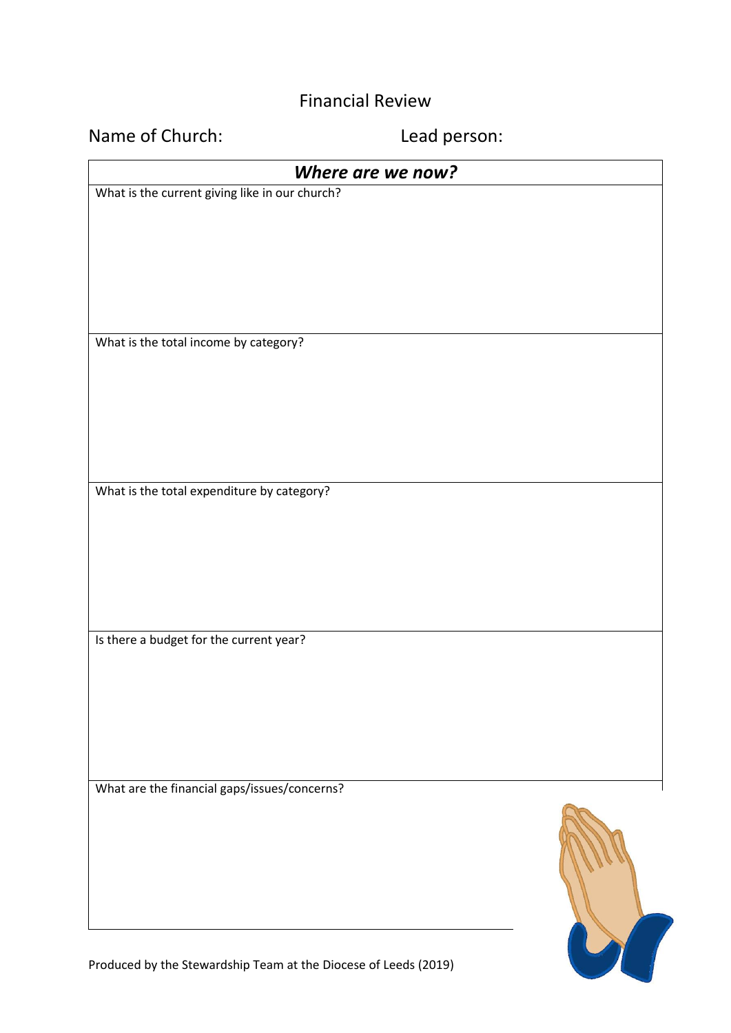# Financial Review

Name of Church: Lead person:

## *Where are we now?*

What is the current giving like in our church?

What is the total income by category?

What is the total expenditure by category?

Is there a budget for the current year?

What are the financial gaps/issues/concerns?

Produced by the Stewardship Team at the Diocese of Leeds (2019)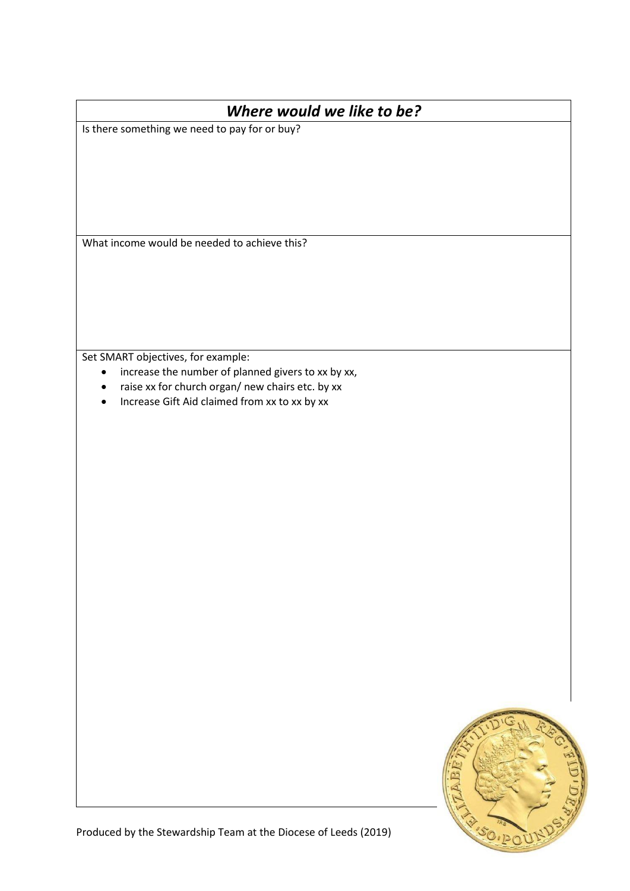## *Where would we like to be?*

Is there something we need to pay for or buy?

What income would be needed to achieve this?

Set SMART objectives, for example:

- increase the number of planned givers to xx by xx,
- raise xx for church organ/ new chairs etc. by xx
- Increase Gift Aid claimed from xx to xx by xx

Produced by the Stewardship Team at the Diocese of Leeds (2019)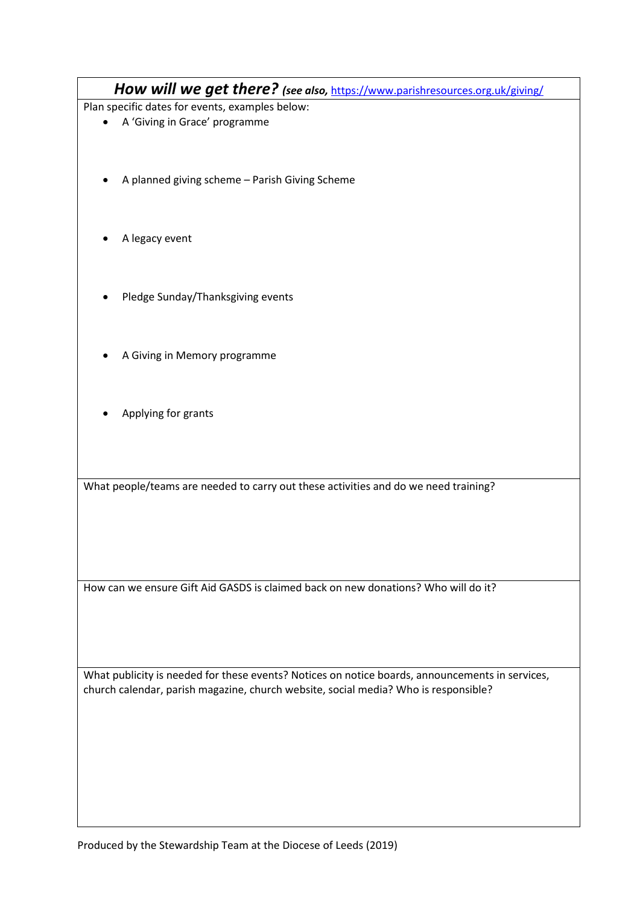## *How will we get there?* ***(see also,*** [https://www.parishresources.org.uk/giving/](https://www.parishresources.org.uk/giving/)

Plan specific dates for events, examples below:

- A 'Giving in Grace' programme
- A planned giving scheme – Parish Giving Scheme
- A legacy event
- Pledge Sunday/Thanksgiving events
- A Giving in Memory programme
- Applying for grants

What people/teams are needed to carry out these activities and do we need training?

How can we ensure Gift Aid GASDS is claimed back on new donations? Who will do it?

What publicity is needed for these events? Notices on notice boards, announcements in services, church calendar, parish magazine, church website, social media? Who is responsible?

Produced by the Stewardship Team at the Diocese of Leeds (2019)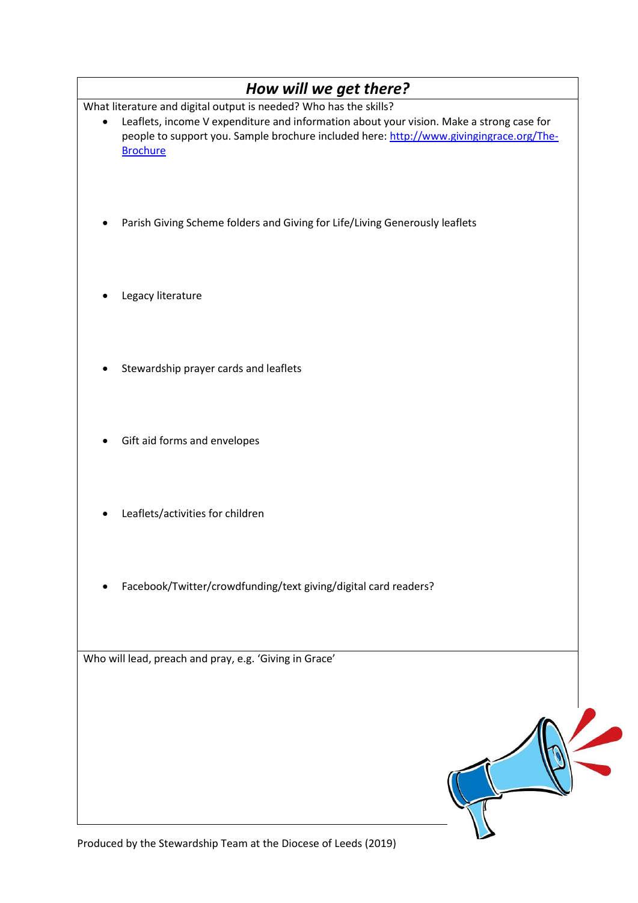## *How will we get there?*

What literature and digital output is needed? Who has the skills?

- Leaflets, income V expenditure and information about your vision. Make a strong case for people to support you. Sample brochure included here: [http://www.givingingrace.org/The-Brochure](http://www.givingingrace.org/The-Brochure)
- Parish Giving Scheme folders and Giving for Life/Living Generously leaflets
- Legacy literature
- Stewardship prayer cards and leaflets
- Gift aid forms and envelopes
- Leaflets/activities for children
- Facebook/Twitter/crowdfunding/text giving/digital card readers?

Who will lead, preach and pray, e.g. 'Giving in Grace'

Produced by the Stewardship Team at the Diocese of Leeds (2019)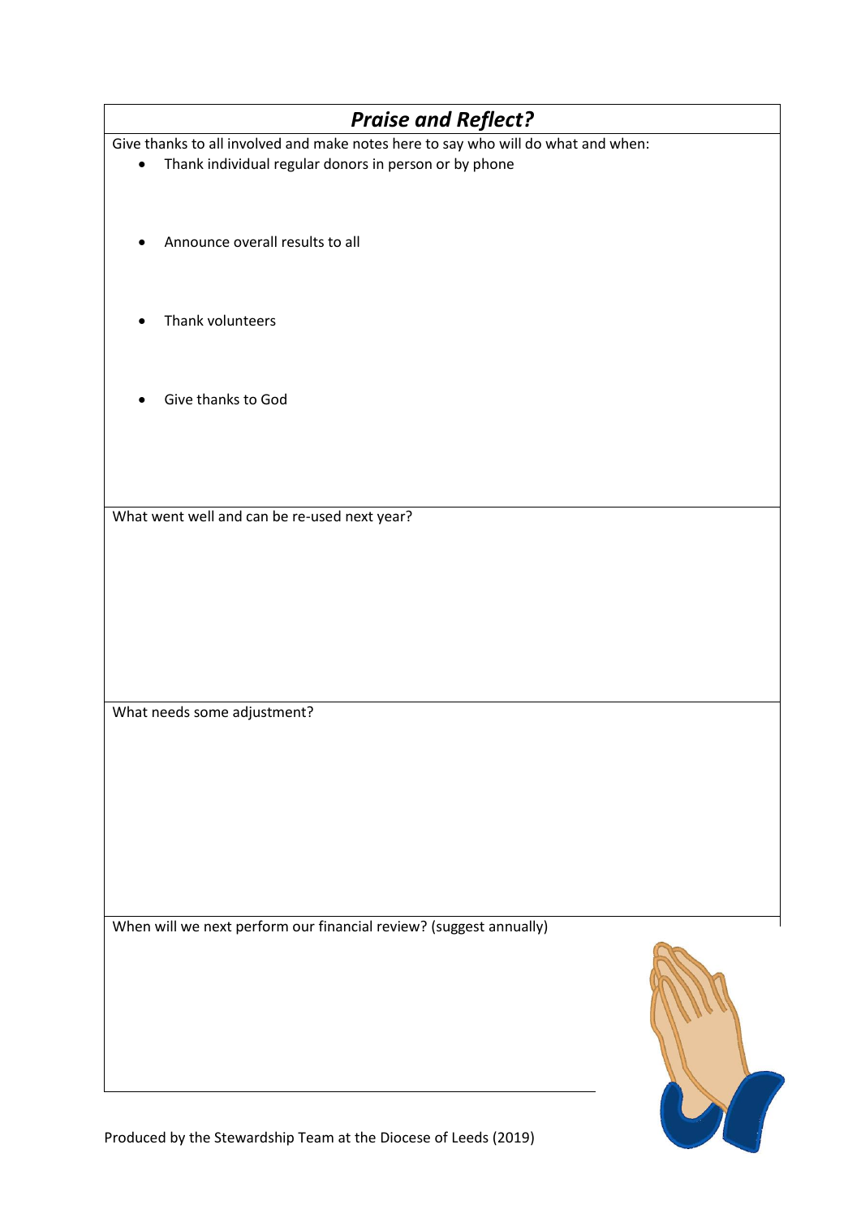## *Praise and Reflect?*

Give thanks to all involved and make notes here to say who will do what and when:

- Thank individual regular donors in person or by phone
- Announce overall results to all
- Thank volunteers
- Give thanks to God

What went well and can be re-used next year?

What needs some adjustment?

When will we next perform our financial review? (suggest annually)

Produced by the Stewardship Team at the Diocese of Leeds (2019)